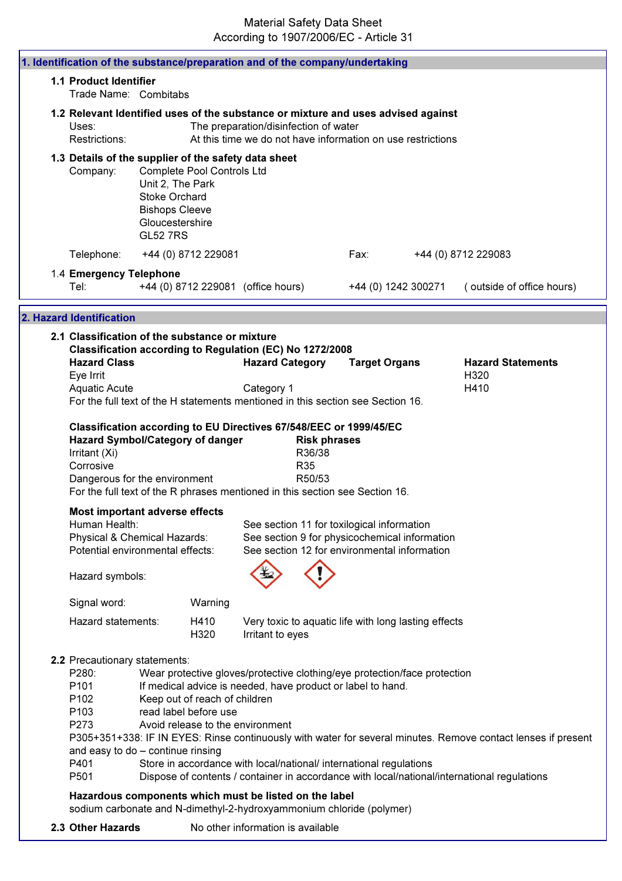Material Safety Data Sheet
According to 1907/2006/EC - Article 31

## 1. Identification of the substance/preparation and of the company/undertaking

### 1.1 Product Identifier

Trade Name: Combitabs

### 1.2 Relevant Identified uses of the substance or mixture and uses advised against

Uses: The preparation/disinfection of water
Restrictions: At this time we do not have information on use restrictions

### 1.3 Details of the supplier of the safety data sheet

Company: Complete Pool Controls Ltd
Unit 2, The Park
Stoke Orchard
Bishops Cleeve
Gloucestershire
GL52 7RS

Telephone: +44 (0) 8712 229081 Fax: +44 (0) 8712 229083

### 1.4 Emergency Telephone

Tel: +44 (0) 8712 229081 (office hours) +44 (0) 1242 300271 ( outside of office hours)

## 2. Hazard Identification

### 2.1 Classification of the substance or mixture

**Classification according to Regulation (EC) No 1272/2008**

| Hazard Class | Hazard Category | Target Organs | Hazard Statements |
|---|---|---|---|
| Eye Irrit | | | H320 |
| Aquatic Acute | Category 1 | | H410 |

For the full text of the H statements mentioned in this section see Section 16.

**Classification according to EU Directives 67/548/EEC or 1999/45/EC**

| Hazard Symbol/Category of danger | Risk phrases |
|---|---|
| Irritant (Xi) | R36/38 |
| Corrosive | R35 |
| Dangerous for the environment | R50/53 |

For the full text of the R phrases mentioned in this section see Section 16.

**Most important adverse effects**

Human Health: See section 11 for toxilogical information
Physical & Chemical Hazards: See section 9 for physicochemical information
Potential environmental effects: See section 12 for environmental information

Hazard symbols:

Signal word: Warning

Hazard statements:
H410 Very toxic to aquatic life with long lasting effects
H320 Irritant to eyes

### 2.2 Precautionary statements:

P280: Wear protective gloves/protective clothing/eye protection/face protection
P101 If medical advice is needed, have product or label to hand.
P102 Keep out of reach of children
P103 read label before use
P273 Avoid release to the environment
P305+351+338: IF IN EYES: Rinse continuously with water for several minutes. Remove contact lenses if present and easy to do – continue rinsing
P401 Store in accordance with local/national/ international regulations
P501 Dispose of contents / container in accordance with local/national/international regulations

**Hazardous components which must be listed on the label**

sodium carbonate and N-dimethyl-2-hydroxyammonium chloride (polymer)

### 2.3 Other Hazards

No other information is available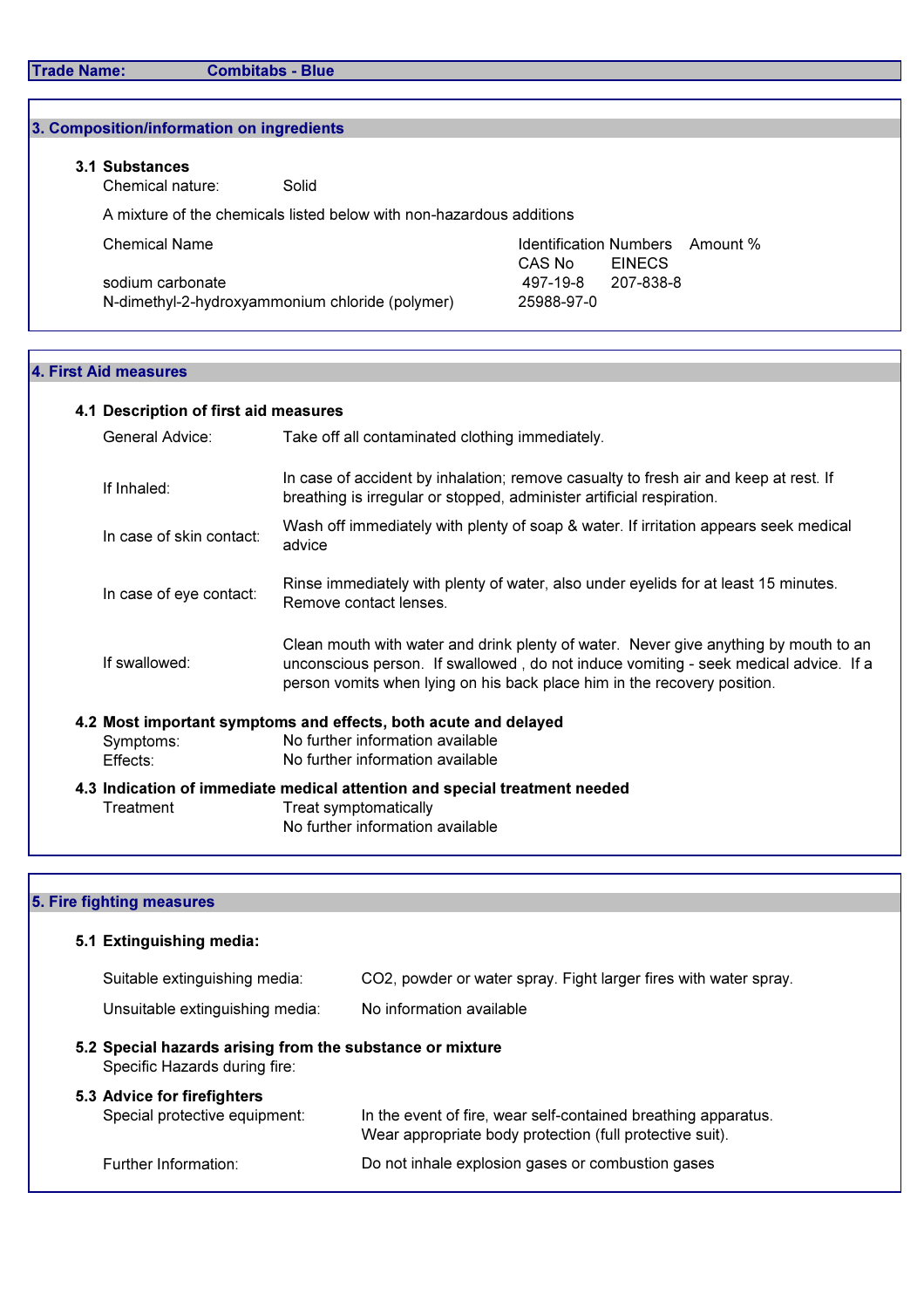**Trade Name:** **Combitabs - Blue**

## 3. Composition/information on ingredients

### 3.1 Substances

Chemical nature: Solid

A mixture of the chemicals listed below with non-hazardous additions

| Chemical Name | Identification Numbers CAS No | EINECS | Amount % |
|---|---|---|---|
| sodium carbonate | 497-19-8 | 207-838-8 | |
| N-dimethyl-2-hydroxyammonium chloride (polymer) | 25988-97-0 | | |

## 4. First Aid measures

### 4.1 Description of first aid measures

General Advice: Take off all contaminated clothing immediately.

If Inhaled: In case of accident by inhalation; remove casualty to fresh air and keep at rest. If breathing is irregular or stopped, administer artificial respiration.

In case of skin contact: Wash off immediately with plenty of soap & water. If irritation appears seek medical advice

In case of eye contact: Rinse immediately with plenty of water, also under eyelids for at least 15 minutes. Remove contact lenses.

If swallowed: Clean mouth with water and drink plenty of water. Never give anything by mouth to an unconscious person. If swallowed , do not induce vomiting - seek medical advice. If a person vomits when lying on his back place him in the recovery position.

### 4.2 Most important symptoms and effects, both acute and delayed

Symptoms: No further information available
Effects: No further information available

### 4.3 Indication of immediate medical attention and special treatment needed

Treatment: Treat symptomatically
No further information available

## 5. Fire fighting measures

### 5.1 Extinguishing media:

Suitable extinguishing media: $CO_2$, powder or water spray. Fight larger fires with water spray.

Unsuitable extinguishing media: No information available

### 5.2 Special hazards arising from the substance or mixture

Specific Hazards during fire:

### 5.3 Advice for firefighters

Special protective equipment: In the event of fire, wear self-contained breathing apparatus.
Wear appropriate body protection (full protective suit).

Further Information: Do not inhale explosion gases or combustion gases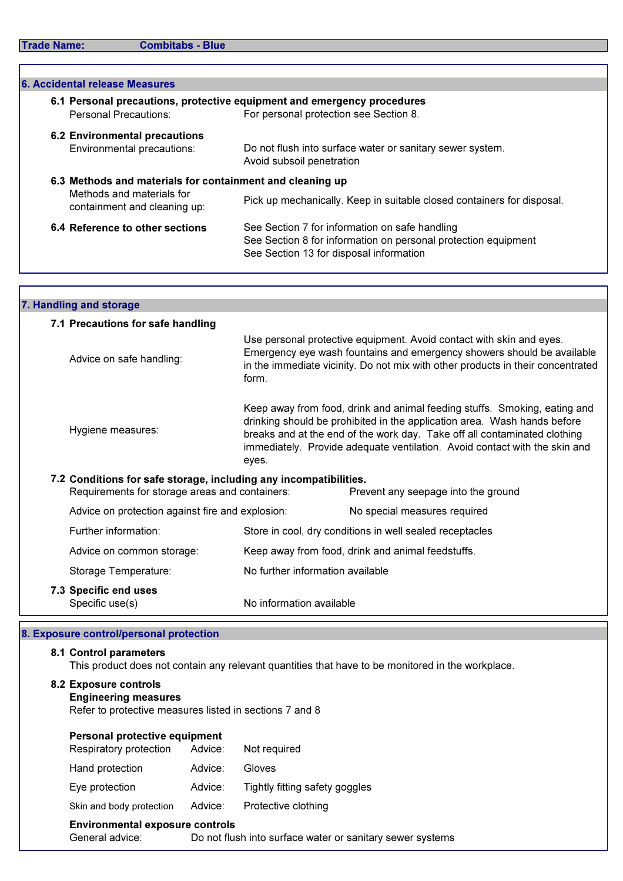**Trade Name:** Combitabs - Blue

## 6. Accidental release Measures

### 6.1 Personal precautions, protective equipment and emergency procedures

| | |
|---|---|
| Personal Precautions: | For personal protection see Section 8. |

### 6.2 Environmental precautions

| | |
|---|---|
| Environmental precautions: | Do not flush into surface water or sanitary sewer system.<br>Avoid subsoil penetration |

### 6.3 Methods and materials for containment and cleaning up

| | |
|---|---|
| Methods and materials for containment and cleaning up: | Pick up mechanically. Keep in suitable closed containers for disposal. |

### 6.4 Reference to other sections

See Section 7 for information on safe handling
See Section 8 for information on personal protection equipment
See Section 13 for disposal information

## 7. Handling and storage

### 7.1 Precautions for safe handling

| | |
|---|---|
| Advice on safe handling: | Use personal protective equipment. Avoid contact with skin and eyes. Emergency eye wash fountains and emergency showers should be available in the immediate vicinity. Do not mix with other products in their concentrated form. |
| Hygiene measures: | Keep away from food, drink and animal feeding stuffs. Smoking, eating and drinking should be prohibited in the application area. Wash hands before breaks and at the end of the work day. Take off all contaminated clothing immediately. Provide adequate ventilation. Avoid contact with the skin and eyes. |

### 7.2 Conditions for safe storage, including any incompatibilities.

| | |
|---|---|
| Requirements for storage areas and containers: | Prevent any seepage into the ground |
| Advice on protection against fire and explosion: | No special measures required |
| Further information: | Store in cool, dry conditions in well sealed receptacles |
| Advice on common storage: | Keep away from food, drink and animal feedstuffs. |
| Storage Temperature: | No further information available |

### 7.3 Specific end uses

| | |
|---|---|
| Specific use(s) | No information available |

## 8. Exposure control/personal protection

### 8.1 Control parameters

This product does not contain any relevant quantities that have to be monitored in the workplace.

### 8.2 Exposure controls

**Engineering measures**

Refer to protective measures listed in sections 7 and 8

**Personal protective equipment**

| | | |
|---|---|---|
| Respiratory protection | Advice: | Not required |
| Hand protection | Advice: | Gloves |
| Eye protection | Advice: | Tightly fitting safety goggles |
| Skin and body protection | Advice: | Protective clothing |

**Environmental exposure controls**

General advice: Do not flush into surface water or sanitary sewer systems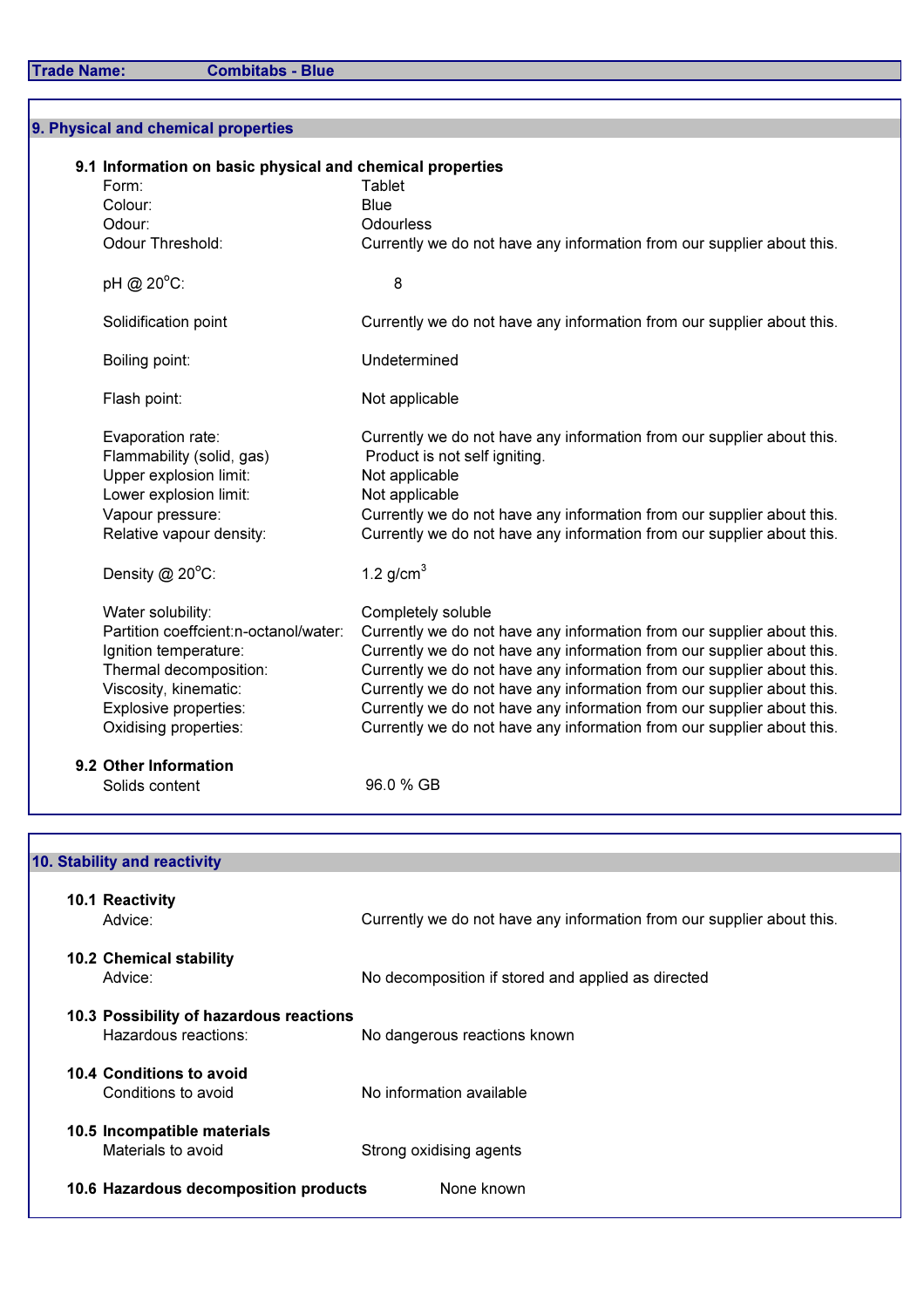**Trade Name:** **Combitabs - Blue**

## 9. Physical and chemical properties

### 9.1 Information on basic physical and chemical properties

| | |
|---|---|
| Form: | Tablet |
| Colour: | Blue |
| Odour: | Odourless |
| Odour Threshold: | Currently we do not have any information from our supplier about this. |
| pH @ 20°C: | 8 |
| Solidification point | Currently we do not have any information from our supplier about this. |
| Boiling point: | Undetermined |
| Flash point: | Not applicable |
| Evaporation rate: | Currently we do not have any information from our supplier about this. |
| Flammability (solid, gas) | Product is not self igniting. |
| Upper explosion limit: | Not applicable |
| Lower explosion limit: | Not applicable |
| Vapour pressure: | Currently we do not have any information from our supplier about this. |
| Relative vapour density: | Currently we do not have any information from our supplier about this. |
| Density @ 20°C: | 1.2 $g/cm^3$ |
| Water solubility: | Completely soluble |
| Partition coeffcient:n-octanol/water: | Currently we do not have any information from our supplier about this. |
| Ignition temperature: | Currently we do not have any information from our supplier about this. |
| Thermal decomposition: | Currently we do not have any information from our supplier about this. |
| Viscosity, kinematic: | Currently we do not have any information from our supplier about this. |
| Explosive properties: | Currently we do not have any information from our supplier about this. |
| Oxidising properties: | Currently we do not have any information from our supplier about this. |

### 9.2 Other Information

| | |
|---|---|
| Solids content | 96.0 % GB |

## 10. Stability and reactivity

### 10.1 Reactivity

| | |
|---|---|
| Advice: | Currently we do not have any information from our supplier about this. |

### 10.2 Chemical stability

| | |
|---|---|
| Advice: | No decomposition if stored and applied as directed |

### 10.3 Possibility of hazardous reactions

| | |
|---|---|
| Hazardous reactions: | No dangerous reactions known |

### 10.4 Conditions to avoid

| | |
|---|---|
| Conditions to avoid | No information available |

### 10.5 Incompatible materials

| | |
|---|---|
| Materials to avoid | Strong oxidising agents |

### 10.6 Hazardous decomposition products

None known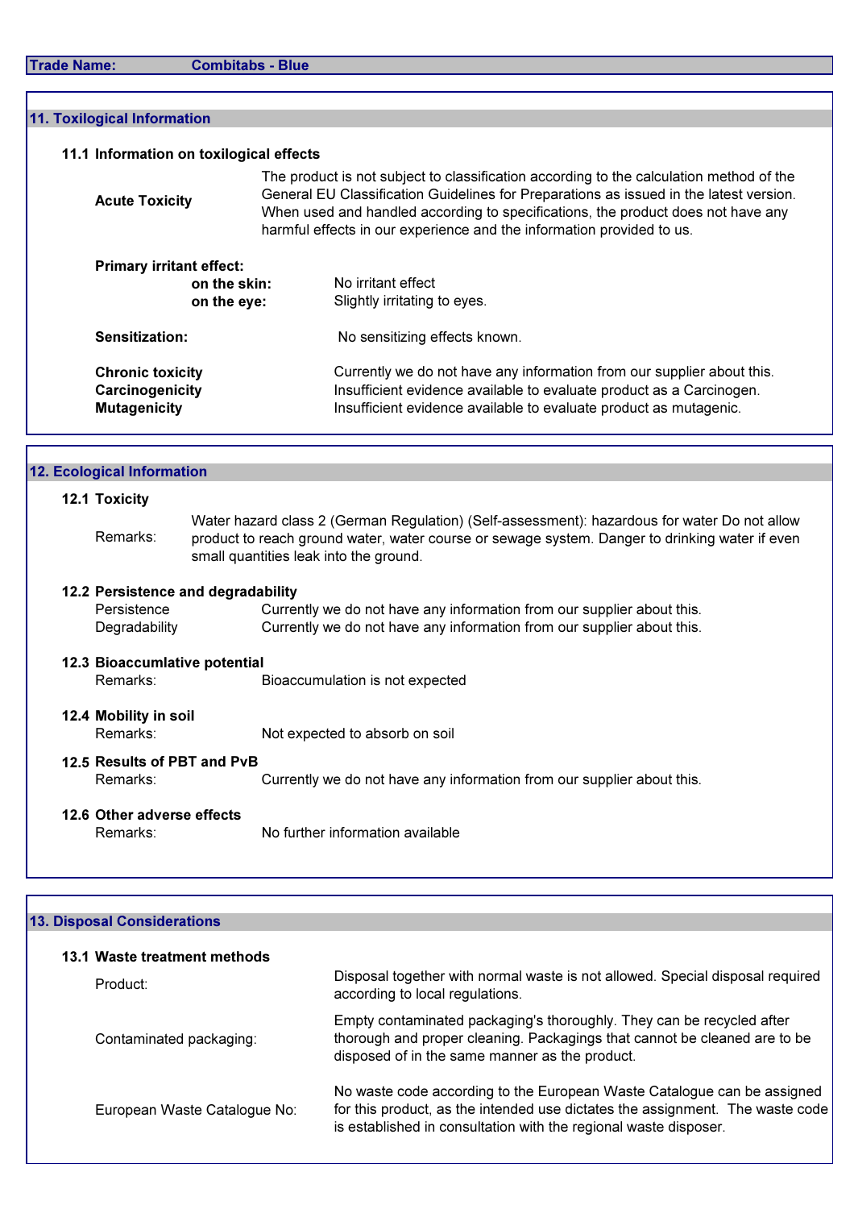**Trade Name:** Combitabs - Blue

## 11. Toxilogical Information

### 11.1 Information on toxilogical effects

**Acute Toxicity**

The product is not subject to classification according to the calculation method of the General EU Classification Guidelines for Preparations as issued in the latest version. When used and handled according to specifications, the product does not have any harmful effects in our experience and the information provided to us.

**Primary irritant effect:**

**on the skin:** No irritant effect

**on the eye:** Slightly irritating to eyes.

**Sensitization:** No sensitizing effects known.

**Chronic toxicity** Currently we do not have any information from our supplier about this.

**Carcinogenicity** Insufficient evidence available to evaluate product as a Carcinogen.

**Mutagenicity** Insufficient evidence available to evaluate product as mutagenic.

## 12. Ecological Information

### 12.1 Toxicity

Remarks: Water hazard class 2 (German Regulation) (Self-assessment): hazardous for water Do not allow product to reach ground water, water course or sewage system. Danger to drinking water if even small quantities leak into the ground.

### 12.2 Persistence and degradability

Persistence: Currently we do not have any information from our supplier about this.

Degradability: Currently we do not have any information from our supplier about this.

### 12.3 Bioaccumlative potential

Remarks: Bioaccumulation is not expected

### 12.4 Mobility in soil

Remarks: Not expected to absorb on soil

### 12.5 Results of PBT and PvB

Remarks: Currently we do not have any information from our supplier about this.

### 12.6 Other adverse effects

Remarks: No further information available

## 13. Disposal Considerations

### 13.1 Waste treatment methods

Product: Disposal together with normal waste is not allowed. Special disposal required according to local regulations.

Contaminated packaging: Empty contaminated packaging's thoroughly. They can be recycled after thorough and proper cleaning. Packagings that cannot be cleaned are to be disposed of in the same manner as the product.

European Waste Catalogue No: No waste code according to the European Waste Catalogue can be assigned for this product, as the intended use dictates the assignment. The waste code is established in consultation with the regional waste disposer.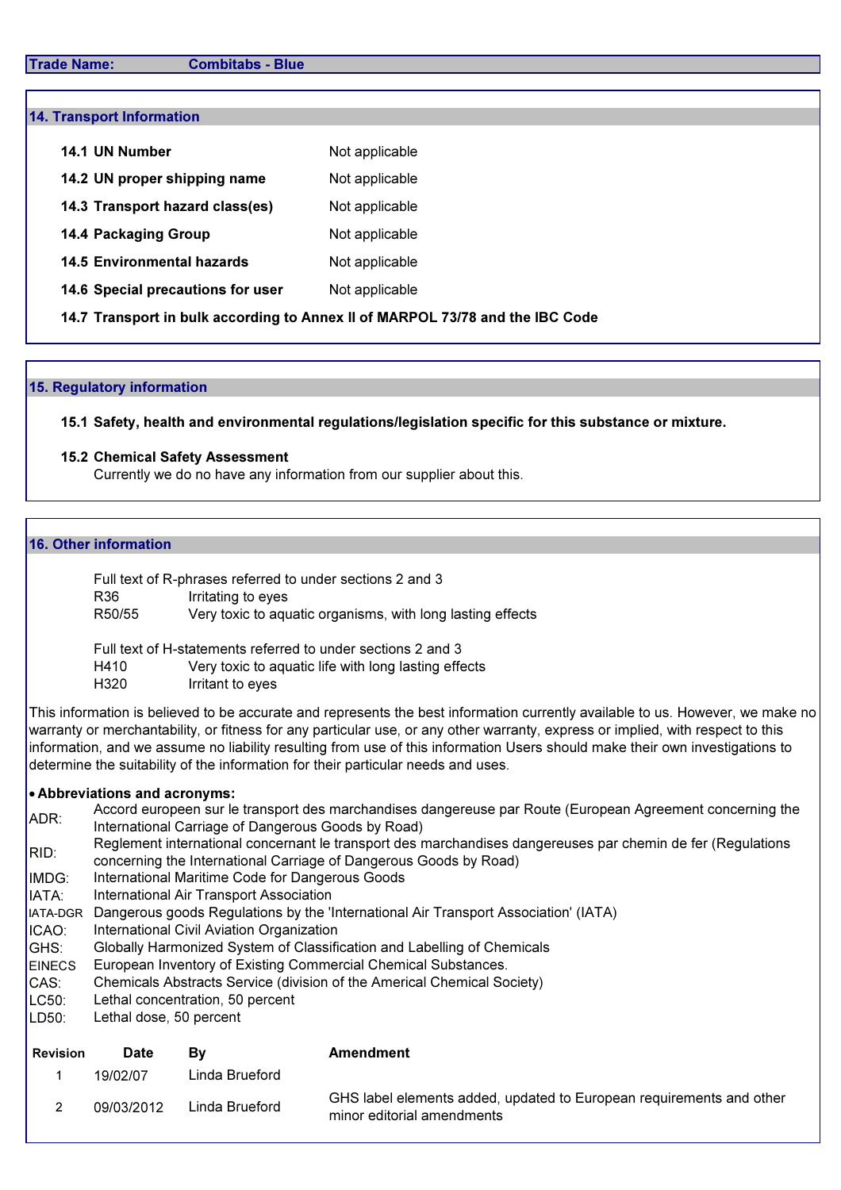**Trade Name:** Combitabs - Blue

## 14. Transport Information

| | |
|---|---|
| **14.1 UN Number** | Not applicable |
| **14.2 UN proper shipping name** | Not applicable |
| **14.3 Transport hazard class(es)** | Not applicable |
| **14.4 Packaging Group** | Not applicable |
| **14.5 Environmental hazards** | Not applicable |
| **14.6 Special precautions for user** | Not applicable |

**14.7 Transport in bulk according to Annex II of MARPOL 73/78 and the IBC Code**

## 15. Regulatory information

**15.1 Safety, health and environmental regulations/legislation specific for this substance or mixture.**

**15.2 Chemical Safety Assessment**

Currently we do no have any information from our supplier about this.

## 16. Other information

Full text of R-phrases referred to under sections 2 and 3

| | |
|---|---|
| R36 | Irritating to eyes |
| R50/55 | Very toxic to aquatic organisms, with long lasting effects |

Full text of H-statements referred to under sections 2 and 3

| | |
|---|---|
| H410 | Very toxic to aquatic life with long lasting effects |
| H320 | Irritant to eyes |

This information is believed to be accurate and represents the best information currently available to us. However, we make no warranty or merchantability, or fitness for any particular use, or any other warranty, express or implied, with respect to this information, and we assume no liability resulting from use of this information Users should make their own investigations to determine the suitability of the information for their particular needs and uses.

- **Abbreviations and acronyms:**

| | |
|---|---|
| ADR: | Accord europeen sur le transport des marchandises dangereuse par Route (European Agreement concerning the International Carriage of Dangerous Goods by Road) |
| RID: | Reglement international concernant le transport des marchandises dangereuses par chemin de fer (Regulations concerning the International Carriage of Dangerous Goods by Road) |
| IMDG: | International Maritime Code for Dangerous Goods |
| IATA: | International Air Transport Association |
| IATA-DGR | Dangerous goods Regulations by the 'International Air Transport Association' (IATA) |
| ICAO: | International Civil Aviation Organization |
| GHS: | Globally Harmonized System of Classification and Labelling of Chemicals |
| EINECS | European Inventory of Existing Commercial Chemical Substances. |
| CAS: | Chemicals Abstracts Service (division of the Americal Chemical Society) |
| LC50: | Lethal concentration, 50 percent |
| LD50: | Lethal dose, 50 percent |

| Revision | Date | By | Amendment |
|---|---|---|---|
| 1 | 19/02/07 | Linda Brueford | |
| 2 | 09/03/2012 | Linda Brueford | GHS label elements added, updated to European requirements and other minor editorial amendments |